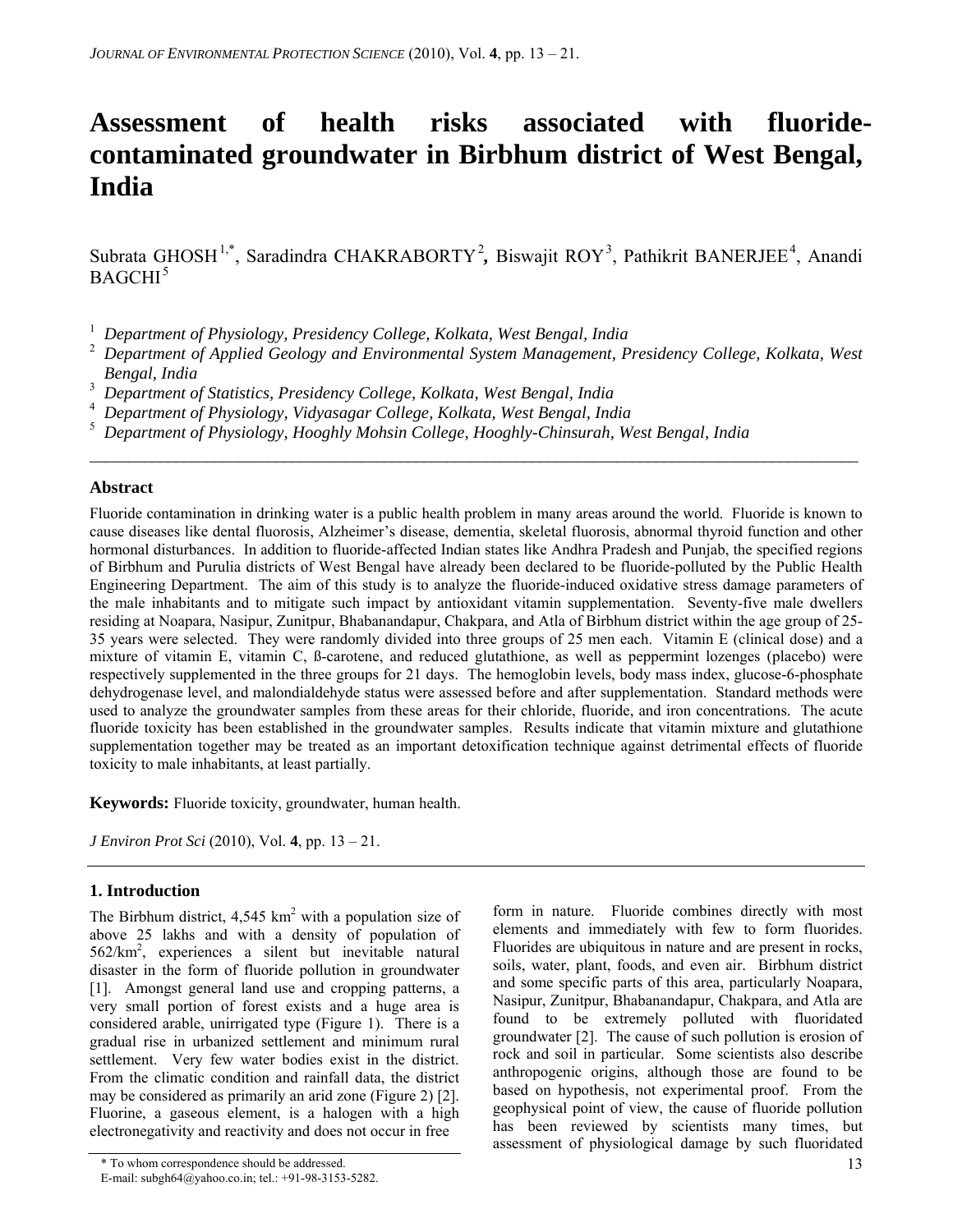# Assessment of health risks associated with fluoride-contaminated groundwater in Birbhum district of West Bengal, India

Subrata GHOSH[1,*], Saradindra CHAKRABORTY[2], Biswajit ROY[3], Pathikrit BANERJEE[4], Anandi BAGCHI[5]

[1] *Department of Physiology, Presidency College, Kolkata, West Bengal, India*
[2] *Department of Applied Geology and Environmental System Management, Presidency College, Kolkata, West Bengal, India*
[3] *Department of Statistics, Presidency College, Kolkata, West Bengal, India*
[4] *Department of Physiology, Vidyasagar College, Kolkata, West Bengal, India*
[5] *Department of Physiology, Hooghly Mohsin College, Hooghly-Chinsurah, West Bengal, India*

---

### Abstract

Fluoride contamination in drinking water is a public health problem in many areas around the world. Fluoride is known to cause diseases like dental fluorosis, Alzheimer's disease, dementia, skeletal fluorosis, abnormal thyroid function and other hormonal disturbances. In addition to fluoride-affected Indian states like Andhra Pradesh and Punjab, the specified regions of Birbhum and Purulia districts of West Bengal have already been declared to be fluoride-polluted by the Public Health Engineering Department. The aim of this study is to analyze the fluoride-induced oxidative stress damage parameters of the male inhabitants and to mitigate such impact by antioxidant vitamin supplementation. Seventy-five male dwellers residing at Noapara, Nasipur, Zunitpur, Bhabanandapur, Chakpara, and Atla of Birbhum district within the age group of 25-35 years were selected. They were randomly divided into three groups of 25 men each. Vitamin E (clinical dose) and a mixture of vitamin E, vitamin C, ß-carotene, and reduced glutathione, as well as peppermint lozenges (placebo) were respectively supplemented in the three groups for 21 days. The hemoglobin levels, body mass index, glucose-6-phosphate dehydrogenase level, and malondialdehyde status were assessed before and after supplementation. Standard methods were used to analyze the groundwater samples from these areas for their chloride, fluoride, and iron concentrations. The acute fluoride toxicity has been established in the groundwater samples. Results indicate that vitamin mixture and glutathione supplementation together may be treated as an important detoxification technique against detrimental effects of fluoride toxicity to male inhabitants, at least partially.

**Keywords:** Fluoride toxicity, groundwater, human health.

*J Environ Prot Sci* (2010), Vol. **4**, pp. 13 – 21.

---

## 1. Introduction

The Birbhum district, 4,545 km$^2$ with a population size of above 25 lakhs and with a density of population of 562/km$^2$, experiences a silent but inevitable natural disaster in the form of fluoride pollution in groundwater [1]. Amongst general land use and cropping patterns, a very small portion of forest exists and a huge area is considered arable, unirrigated type (Figure 1). There is a gradual rise in urbanized settlement and minimum rural settlement. Very few water bodies exist in the district. From the climatic condition and rainfall data, the district may be considered as primarily an arid zone (Figure 2) [2]. Fluorine, a gaseous element, is a halogen with a high electronegativity and reactivity and does not occur in free form in nature. Fluoride combines directly with most elements and immediately with few to form fluorides. Fluorides are ubiquitous in nature and are present in rocks, soils, water, plant, foods, and even air. Birbhum district and some specific parts of this area, particularly Noapara, Nasipur, Zunitpur, Bhabanandapur, Chakpara, and Atla are found to be extremely polluted with fluoridated groundwater [2]. The cause of such pollution is erosion of rock and soil in particular. Some scientists also describe anthropogenic origins, although those are found to be based on hypothesis, not experimental proof. From the geophysical point of view, the cause of fluoride pollution has been reviewed by scientists many times, but assessment of physiological damage by such fluoridated

\* To whom correspondence should be addressed.
E-mail: subgh64@yahoo.co.in; tel.: +91-98-3153-5282.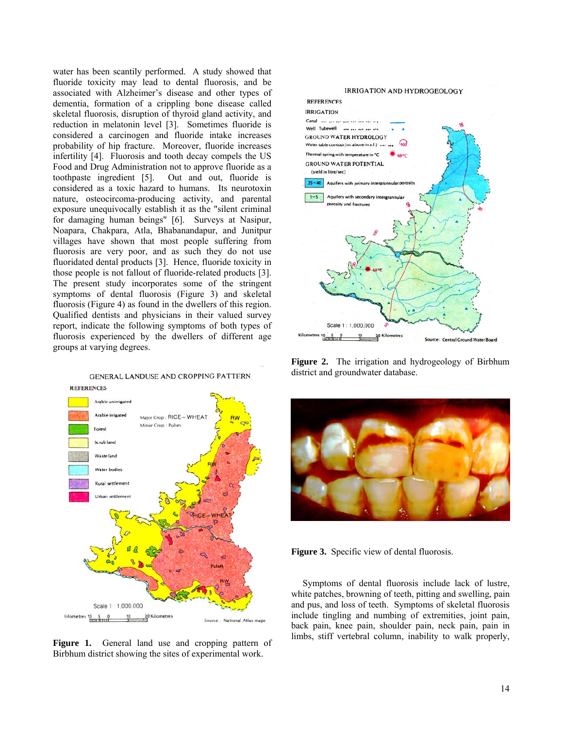water has been scantily performed. A study showed that fluoride toxicity may lead to dental fluorosis, and be associated with Alzheimer's disease and other types of dementia, formation of a crippling bone disease called skeletal fluorosis, disruption of thyroid gland activity, and reduction in melatonin level [3]. Sometimes fluoride is considered a carcinogen and fluoride intake increases probability of hip fracture. Moreover, fluoride increases infertility [4]. Fluorosis and tooth decay compels the US Food and Drug Administration not to approve fluoride as a toothpaste ingredient [5]. Out and out, fluoride is considered as a toxic hazard to humans. Its neurotoxin nature, osteocircoma-producing activity, and parental exposure unequivocally establish it as the "silent criminal for damaging human beings" [6]. Surveys at Nasipur, Noapara, Chakpara, Atla, Bhabanandapur, and Junitpur villages have shown that most people suffering from fluorosis are very poor, and as such they do not use fluoridated dental products [3]. Hence, fluoride toxicity in those people is not fallout of fluoride-related products [3]. The present study incorporates some of the stringent symptoms of dental fluorosis (Figure 3) and skeletal fluorosis (Figure 4) as found in the dwellers of this region. Qualified dentists and physicians in their valued survey report, indicate the following symptoms of both types of fluorosis experienced by the dwellers of different age groups at varying degrees.

**Figure 1.** General land use and cropping pattern of Birbhum district showing the sites of experimental work.

**Figure 2.** The irrigation and hydrogeology of Birbhum district and groundwater database.

**Figure 3.** Specific view of dental fluorosis.

Symptoms of dental fluorosis include lack of lustre, white patches, browning of teeth, pitting and swelling, pain and pus, and loss of teeth. Symptoms of skeletal fluorosis include tingling and numbing of extremities, joint pain, back pain, knee pain, shoulder pain, neck pain, pain in limbs, stiff vertebral column, inability to walk properly,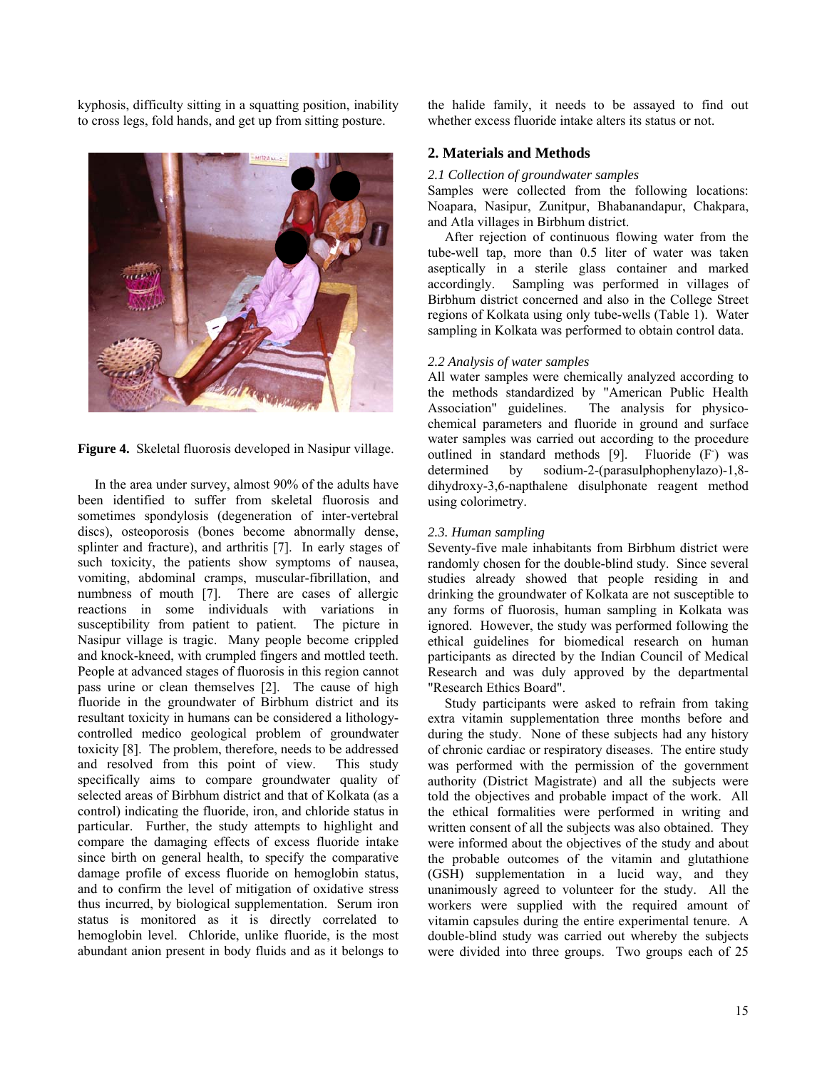kyphosis, difficulty sitting in a squatting position, inability to cross legs, fold hands, and get up from sitting posture.

**Figure 4.** Skeletal fluorosis developed in Nasipur village.

In the area under survey, almost 90% of the adults have been identified to suffer from skeletal fluorosis and sometimes spondylosis (degeneration of inter-vertebral discs), osteoporosis (bones become abnormally dense, splinter and fracture), and arthritis [7]. In early stages of such toxicity, the patients show symptoms of nausea, vomiting, abdominal cramps, muscular-fibrillation, and numbness of mouth [7]. There are cases of allergic reactions in some individuals with variations in susceptibility from patient to patient. The picture in Nasipur village is tragic. Many people become crippled and knock-kneed, with crumpled fingers and mottled teeth. People at advanced stages of fluorosis in this region cannot pass urine or clean themselves [2]. The cause of high fluoride in the groundwater of Birbhum district and its resultant toxicity in humans can be considered a lithology-controlled medico geological problem of groundwater toxicity [8]. The problem, therefore, needs to be addressed and resolved from this point of view. This study specifically aims to compare groundwater quality of selected areas of Birbhum district and that of Kolkata (as a control) indicating the fluoride, iron, and chloride status in particular. Further, the study attempts to highlight and compare the damaging effects of excess fluoride intake since birth on general health, to specify the comparative damage profile of excess fluoride on hemoglobin status, and to confirm the level of mitigation of oxidative stress thus incurred, by biological supplementation. Serum iron status is monitored as it is directly correlated to hemoglobin level. Chloride, unlike fluoride, is the most abundant anion present in body fluids and as it belongs to the halide family, it needs to be assayed to find out whether excess fluoride intake alters its status or not.

## 2. Materials and Methods

### *2.1 Collection of groundwater samples*

Samples were collected from the following locations: Noapara, Nasipur, Zunitpur, Bhabanandapur, Chakpara, and Atla villages in Birbhum district.

After rejection of continuous flowing water from the tube-well tap, more than 0.5 liter of water was taken aseptically in a sterile glass container and marked accordingly. Sampling was performed in villages of Birbhum district concerned and also in the College Street regions of Kolkata using only tube-wells (Table 1). Water sampling in Kolkata was performed to obtain control data.

### *2.2 Analysis of water samples*

All water samples were chemically analyzed according to the methods standardized by "American Public Health Association" guidelines. The analysis for physico-chemical parameters and fluoride in ground and surface water samples was carried out according to the procedure outlined in standard methods [9]. Fluoride ($F^-$) was determined by sodium-2-(parasulphophenylazo)-1,8-dihydroxy-3,6-napthalene disulphonate reagent method using colorimetry.

### *2.3. Human sampling*

Seventy-five male inhabitants from Birbhum district were randomly chosen for the double-blind study. Since several studies already showed that people residing in and drinking the groundwater of Kolkata are not susceptible to any forms of fluorosis, human sampling in Kolkata was ignored. However, the study was performed following the ethical guidelines for biomedical research on human participants as directed by the Indian Council of Medical Research and was duly approved by the departmental "Research Ethics Board".

Study participants were asked to refrain from taking extra vitamin supplementation three months before and during the study. None of these subjects had any history of chronic cardiac or respiratory diseases. The entire study was performed with the permission of the government authority (District Magistrate) and all the subjects were told the objectives and probable impact of the work. All the ethical formalities were performed in writing and written consent of all the subjects was also obtained. They were informed about the objectives of the study and about the probable outcomes of the vitamin and glutathione (GSH) supplementation in a lucid way, and they unanimously agreed to volunteer for the study. All the workers were supplied with the required amount of vitamin capsules during the entire experimental tenure. A double-blind study was carried out whereby the subjects were divided into three groups. Two groups each of 25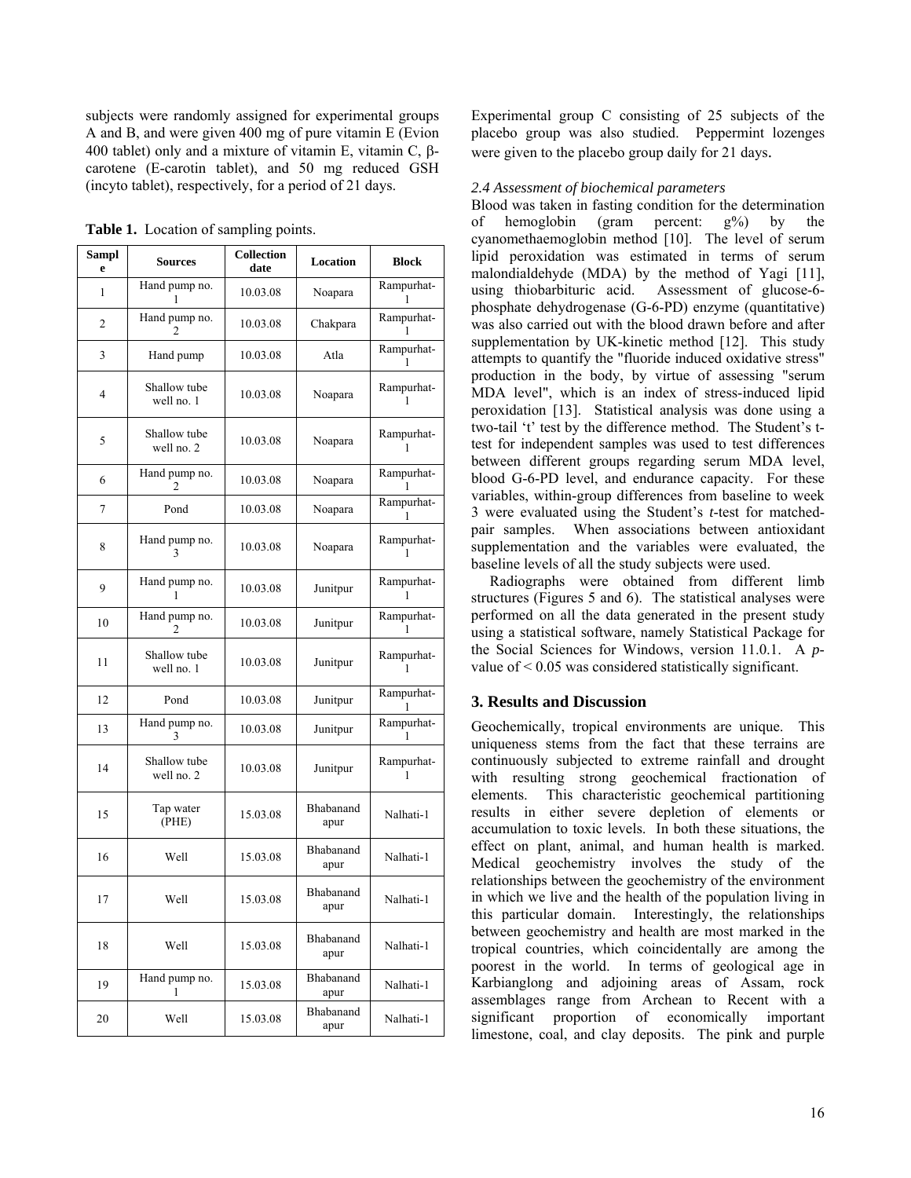subjects were randomly assigned for experimental groups A and B, and were given 400 mg of pure vitamin E (Evion 400 tablet) only and a mixture of vitamin E, vitamin C, β-carotene (E-carotin tablet), and 50 mg reduced GSH (incyto tablet), respectively, for a period of 21 days.

**Table 1.** Location of sampling points.

| Sample | Sources | Collection date | Location | Block |
|---|---|---|---|---|
| 1 | Hand pump no. 1 | 10.03.08 | Noapara | Rampurhat-1 |
| 2 | Hand pump no. 2 | 10.03.08 | Chakpara | Rampurhat-1 |
| 3 | Hand pump | 10.03.08 | Atla | Rampurhat-1 |
| 4 | Shallow tube well no. 1 | 10.03.08 | Noapara | Rampurhat-1 |
| 5 | Shallow tube well no. 2 | 10.03.08 | Noapara | Rampurhat-1 |
| 6 | Hand pump no. 2 | 10.03.08 | Noapara | Rampurhat-1 |
| 7 | Pond | 10.03.08 | Noapara | Rampurhat-1 |
| 8 | Hand pump no. 3 | 10.03.08 | Noapara | Rampurhat-1 |
| 9 | Hand pump no. 1 | 10.03.08 | Junitpur | Rampurhat-1 |
| 10 | Hand pump no. 2 | 10.03.08 | Junitpur | Rampurhat-1 |
| 11 | Shallow tube well no. 1 | 10.03.08 | Junitpur | Rampurhat-1 |
| 12 | Pond | 10.03.08 | Junitpur | Rampurhat-1 |
| 13 | Hand pump no. 3 | 10.03.08 | Junitpur | Rampurhat-1 |
| 14 | Shallow tube well no. 2 | 10.03.08 | Junitpur | Rampurhat-1 |
| 15 | Tap water (PHE) | 15.03.08 | Bhabanandapur | Nalhati-1 |
| 16 | Well | 15.03.08 | Bhabanandapur | Nalhati-1 |
| 17 | Well | 15.03.08 | Bhabanandapur | Nalhati-1 |
| 18 | Well | 15.03.08 | Bhabanandapur | Nalhati-1 |
| 19 | Hand pump no. 1 | 15.03.08 | Bhabanandapur | Nalhati-1 |
| 20 | Well | 15.03.08 | Bhabanandapur | Nalhati-1 |

Experimental group C consisting of 25 subjects of the placebo group was also studied. Peppermint lozenges were given to the placebo group daily for 21 days.

*2.4 Assessment of biochemical parameters*

Blood was taken in fasting condition for the determination of hemoglobin (gram percent: g%) by the cyanomethaemoglobin method [10]. The level of serum lipid peroxidation was estimated in terms of serum malondialdehyde (MDA) by the method of Yagi [11], using thiobarbituric acid. Assessment of glucose-6-phosphate dehydrogenase (G-6-PD) enzyme (quantitative) was also carried out with the blood drawn before and after supplementation by UK-kinetic method [12]. This study attempts to quantify the "fluoride induced oxidative stress" production in the body, by virtue of assessing "serum MDA level", which is an index of stress-induced lipid peroxidation [13]. Statistical analysis was done using a two-tail 't' test by the difference method. The Student's t-test for independent samples was used to test differences between different groups regarding serum MDA level, blood G-6-PD level, and endurance capacity. For these variables, within-group differences from baseline to week 3 were evaluated using the Student's *t*-test for matched-pair samples. When associations between antioxidant supplementation and the variables were evaluated, the baseline levels of all the study subjects were used.

Radiographs were obtained from different limb structures (Figures 5 and 6). The statistical analyses were performed on all the data generated in the present study using a statistical software, namely Statistical Package for the Social Sciences for Windows, version 11.0.1. A *p*-value of < 0.05 was considered statistically significant.

## 3. Results and Discussion

Geochemically, tropical environments are unique. This uniqueness stems from the fact that these terrains are continuously subjected to extreme rainfall and drought with resulting strong geochemical fractionation of elements. This characteristic geochemical partitioning results in either severe depletion of elements or accumulation to toxic levels. In both these situations, the effect on plant, animal, and human health is marked. Medical geochemistry involves the study of the relationships between the geochemistry of the environment in which we live and the health of the population living in this particular domain. Interestingly, the relationships between geochemistry and health are most marked in the tropical countries, which coincidentally are among the poorest in the world. In terms of geological age in Karbianglong and adjoining areas of Assam, rock assemblages range from Archean to Recent with a significant proportion of economically important limestone, coal, and clay deposits. The pink and purple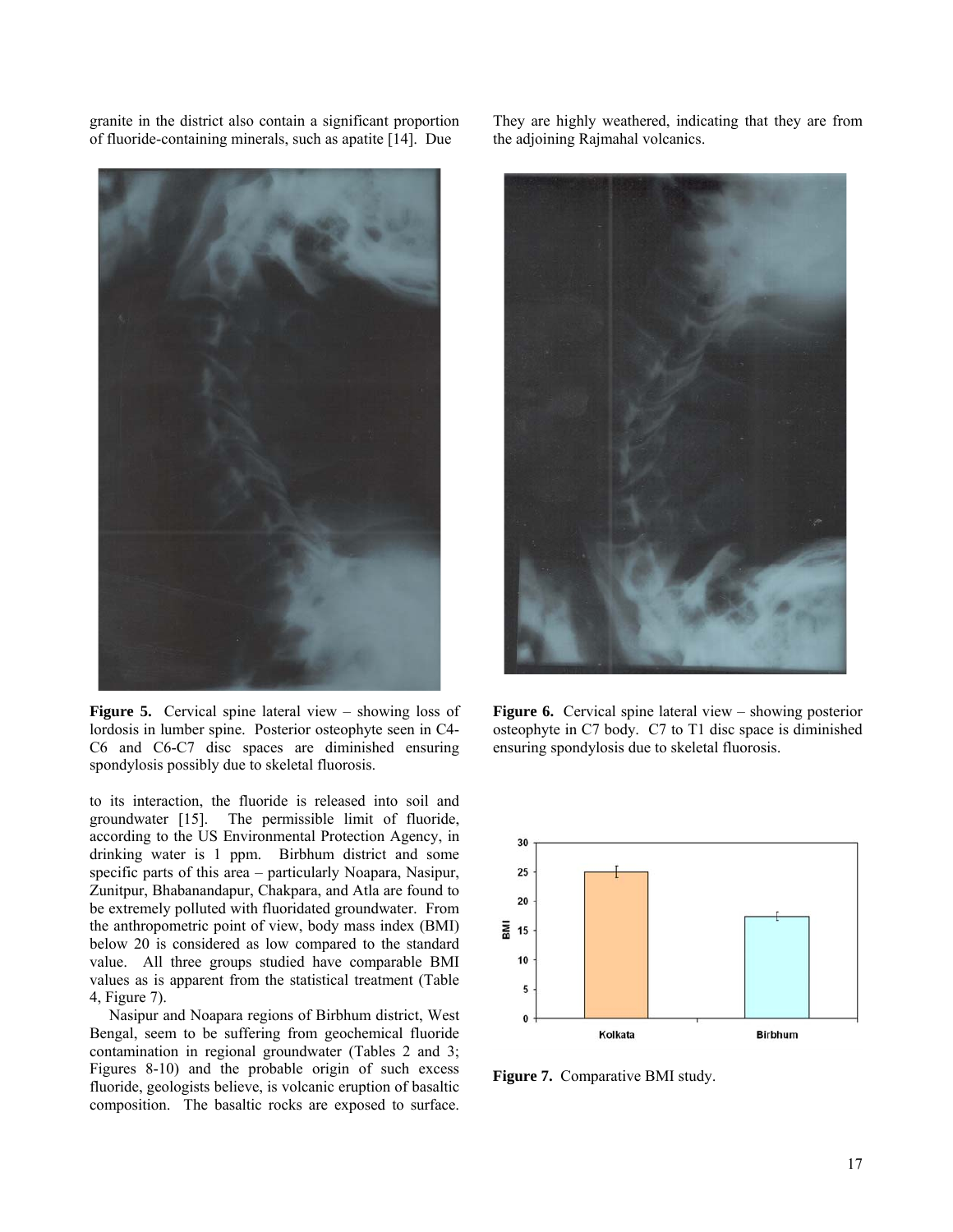granite in the district also contain a significant proportion of fluoride-containing minerals, such as apatite [14]. Due to its interaction, the fluoride is released into soil and groundwater [15]. The permissible limit of fluoride, according to the US Environmental Protection Agency, in drinking water is 1 ppm. Birbhum district and some specific parts of this area – particularly Noapara, Nasipur, Zunitpur, Bhabanandapur, Chakpara, and Atla are found to be extremely polluted with fluoridated groundwater. From the anthropometric point of view, body mass index (BMI) below 20 is considered as low compared to the standard value. All three groups studied have comparable BMI values as is apparent from the statistical treatment (Table 4, Figure 7).

**Figure 5.** Cervical spine lateral view – showing loss of lordosis in lumber spine. Posterior osteophyte seen in C4-C6 and C6-C7 disc spaces are diminished ensuring spondylosis possibly due to skeletal fluorosis.

Nasipur and Noapara regions of Birbhum district, West Bengal, seem to be suffering from geochemical fluoride contamination in regional groundwater (Tables 2 and 3; Figures 8-10) and the probable origin of such excess fluoride, geologists believe, is volcanic eruption of basaltic composition. The basaltic rocks are exposed to surface. They are highly weathered, indicating that they are from the adjoining Rajmahal volcanics.

**Figure 6.** Cervical spine lateral view – showing posterior osteophyte in C7 body. C7 to T1 disc space is diminished ensuring spondylosis due to skeletal fluorosis.

**Figure 7.** Comparative BMI study.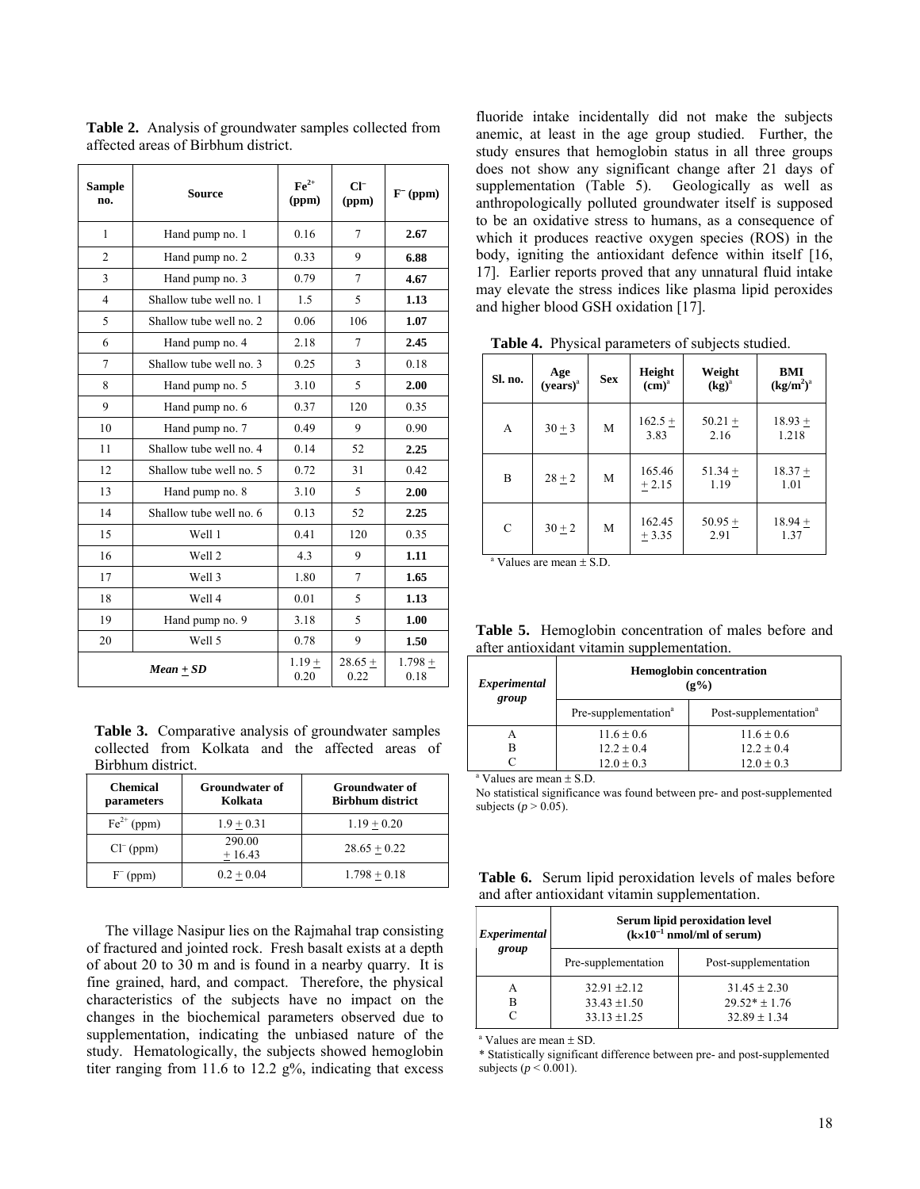**Table 2.** Analysis of groundwater samples collected from affected areas of Birbhum district.

| Sample no. | Source | $Fe^{2+}$ (ppm) | $Cl^{-}$ (ppm) | $F^{-}$ (ppm) |
|---|---|---|---|---|
| 1 | Hand pump no. 1 | 0.16 | 7 | **2.67** |
| 2 | Hand pump no. 2 | 0.33 | 9 | **6.88** |
| 3 | Hand pump no. 3 | 0.79 | 7 | **4.67** |
| 4 | Shallow tube well no. 1 | 1.5 | 5 | **1.13** |
| 5 | Shallow tube well no. 2 | 0.06 | 106 | **1.07** |
| 6 | Hand pump no. 4 | 2.18 | 7 | **2.45** |
| 7 | Shallow tube well no. 3 | 0.25 | 3 | 0.18 |
| 8 | Hand pump no. 5 | 3.10 | 5 | **2.00** |
| 9 | Hand pump no. 6 | 0.37 | 120 | 0.35 |
| 10 | Hand pump no. 7 | 0.49 | 9 | 0.90 |
| 11 | Shallow tube well no. 4 | 0.14 | 52 | **2.25** |
| 12 | Shallow tube well no. 5 | 0.72 | 31 | 0.42 |
| 13 | Hand pump no. 8 | 3.10 | 5 | **2.00** |
| 14 | Shallow tube well no. 6 | 0.13 | 52 | **2.25** |
| 15 | Well 1 | 0.41 | 120 | 0.35 |
| 16 | Well 2 | 4.3 | 9 | **1.11** |
| 17 | Well 3 | 1.80 | 7 | **1.65** |
| 18 | Well 4 | 0.01 | 5 | **1.13** |
| 19 | Hand pump no. 9 | 3.18 | 5 | **1.00** |
| 20 | Well 5 | 0.78 | 9 | **1.50** |
| *Mean ± SD* | | 1.19 ± 0.20 | 28.65 ± 0.22 | 1.798 ± 0.18 |

**Table 3.** Comparative analysis of groundwater samples collected from Kolkata and the affected areas of Birbhum district.

| Chemical parameters | Groundwater of Kolkata | Groundwater of Birbhum district |
|---|---|---|
| $Fe^{2+}$ (ppm) | 1.9 ± 0.31 | 1.19 ± 0.20 |
| $Cl^{-}$ (ppm) | 290.00 ± 16.43 | 28.65 ± 0.22 |
| $F^{-}$ (ppm) | 0.2 ± 0.04 | 1.798 ± 0.18 |

The village Nasipur lies on the Rajmahal trap consisting of fractured and jointed rock. Fresh basalt exists at a depth of about 20 to 30 m and is found in a nearby quarry. It is fine grained, hard, and compact. Therefore, the physical characteristics of the subjects have no impact on the changes in the biochemical parameters observed due to supplementation, indicating the unbiased nature of the study. Hematologically, the subjects showed hemoglobin titer ranging from 11.6 to 12.2 g%, indicating that excess fluoride intake incidentally did not make the subjects anemic, at least in the age group studied. Further, the study ensures that hemoglobin status in all three groups does not show any significant change after 21 days of supplementation (Table 5). Geologically as well as anthropologically polluted groundwater itself is supposed to be an oxidative stress to humans, as a consequence of which it produces reactive oxygen species (ROS) in the body, igniting the antioxidant defence within itself [16, 17]. Earlier reports proved that any unnatural fluid intake may elevate the stress indices like plasma lipid peroxides and higher blood GSH oxidation [17].

**Table 4.** Physical parameters of subjects studied.

| Sl. no. | Age (years)[a] | Sex | Height (cm)[a] | Weight (kg)[a] | BMI ($kg/m^2$)[a] |
|---|---|---|---|---|---|
| A | 30 ± 3 | M | 162.5 ± 3.83 | 50.21 ± 2.16 | 18.93 ± 1.218 |
| B | 28 ± 2 | M | 165.46 ± 2.15 | 51.34 ± 1.19 | 18.37 ± 1.01 |
| C | 30 ± 2 | M | 162.45 ± 3.35 | 50.95 ± 2.91 | 18.94 ± 1.37 |

[a] Values are mean ± S.D.

**Table 5.** Hemoglobin concentration of males before and after antioxidant vitamin supplementation.

| Experimental group | Hemoglobin concentration (g%) | |
|---|---|---|
| | Pre-supplementation[a] | Post-supplementation[a] |
| A | 11.6 ± 0.6 | 11.6 ± 0.6 |
| B | 12.2 ± 0.4 | 12.2 ± 0.4 |
| C | 12.0 ± 0.3 | 12.0 ± 0.3 |

[a] Values are mean ± S.D.

No statistical significance was found between pre- and post-supplemented subjects ($p > 0.05$).

**Table 6.** Serum lipid peroxidation levels of males before and after antioxidant vitamin supplementation.

| Experimental group | Serum lipid peroxidation level ($k \times 10^{-1}$ nmol/ml of serum) | |
|---|---|---|
| | Pre-supplementation | Post-supplementation |
| A | 32.91 ±2.12 | 31.45 ± 2.30 |
| B | 33.43 ±1.50 | 29.52* ± 1.76 |
| C | 33.13 ±1.25 | 32.89 ± 1.34 |

[a] Values are mean ± SD.

* Statistically significant difference between pre- and post-supplemented subjects ($p < 0.001$).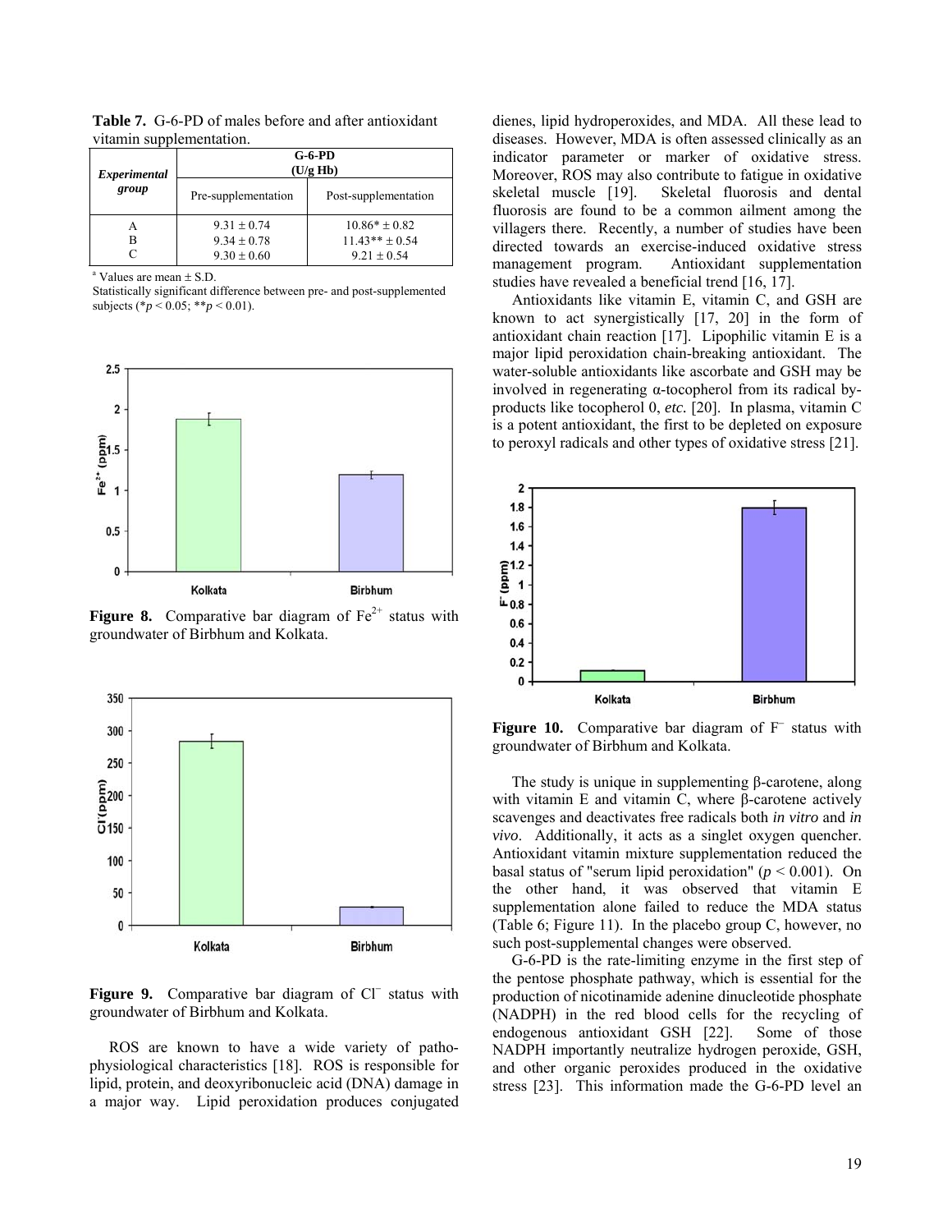**Table 7.** G-6-PD of males before and after antioxidant vitamin supplementation.

| *Experimental group* | G-6-PD (U/g Hb) | |
|---|---|---|
| | Pre-supplementation | Post-supplementation |
| A | 9.31 ± 0.74 | 10.86* ± 0.82 |
| B | 9.34 ± 0.78 | 11.43** ± 0.54 |
| C | 9.30 ± 0.60 | 9.21 ± 0.54 |

[a] Values are mean ± S.D.
Statistically significant difference between pre- and post-supplemented subjects (* $p < 0.05$; ** $p < 0.01$).

**Figure 8.** Comparative bar diagram of $Fe^{2+}$ status with groundwater of Birbhum and Kolkata.

**Figure 9.** Comparative bar diagram of $Cl^{-}$ status with groundwater of Birbhum and Kolkata.

ROS are known to have a wide variety of patho-physiological characteristics [18]. ROS is responsible for lipid, protein, and deoxyribonucleic acid (DNA) damage in a major way. Lipid peroxidation produces conjugated dienes, lipid hydroperoxides, and MDA. All these lead to diseases. However, MDA is often assessed clinically as an indicator parameter or marker of oxidative stress. Moreover, ROS may also contribute to fatigue in oxidative skeletal muscle [19]. Skeletal fluorosis and dental fluorosis are found to be a common ailment among the villagers there. Recently, a number of studies have been directed towards an exercise-induced oxidative stress management program. Antioxidant supplementation studies have revealed a beneficial trend [16, 17].

Antioxidants like vitamin E, vitamin C, and GSH are known to act synergistically [17, 20] in the form of antioxidant chain reaction [17]. Lipophilic vitamin E is a major lipid peroxidation chain-breaking antioxidant. The water-soluble antioxidants like ascorbate and GSH may be involved in regenerating α-tocopherol from its radical by-products like tocopherol 0, *etc.* [20]. In plasma, vitamin C is a potent antioxidant, the first to be depleted on exposure to peroxyl radicals and other types of oxidative stress [21].

**Figure 10.** Comparative bar diagram of $F^{-}$ status with groundwater of Birbhum and Kolkata.

The study is unique in supplementing β-carotene, along with vitamin E and vitamin C, where β-carotene actively scavenges and deactivates free radicals both *in vitro* and *in vivo*. Additionally, it acts as a singlet oxygen quencher. Antioxidant vitamin mixture supplementation reduced the basal status of "serum lipid peroxidation" ($p < 0.001$). On the other hand, it was observed that vitamin E supplementation alone failed to reduce the MDA status (Table 6; Figure 11). In the placebo group C, however, no such post-supplemental changes were observed.

G-6-PD is the rate-limiting enzyme in the first step of the pentose phosphate pathway, which is essential for the production of nicotinamide adenine dinucleotide phosphate (NADPH) in the red blood cells for the recycling of endogenous antioxidant GSH [22]. Some of those NADPH importantly neutralize hydrogen peroxide, GSH, and other organic peroxides produced in the oxidative stress [23]. This information made the G-6-PD level an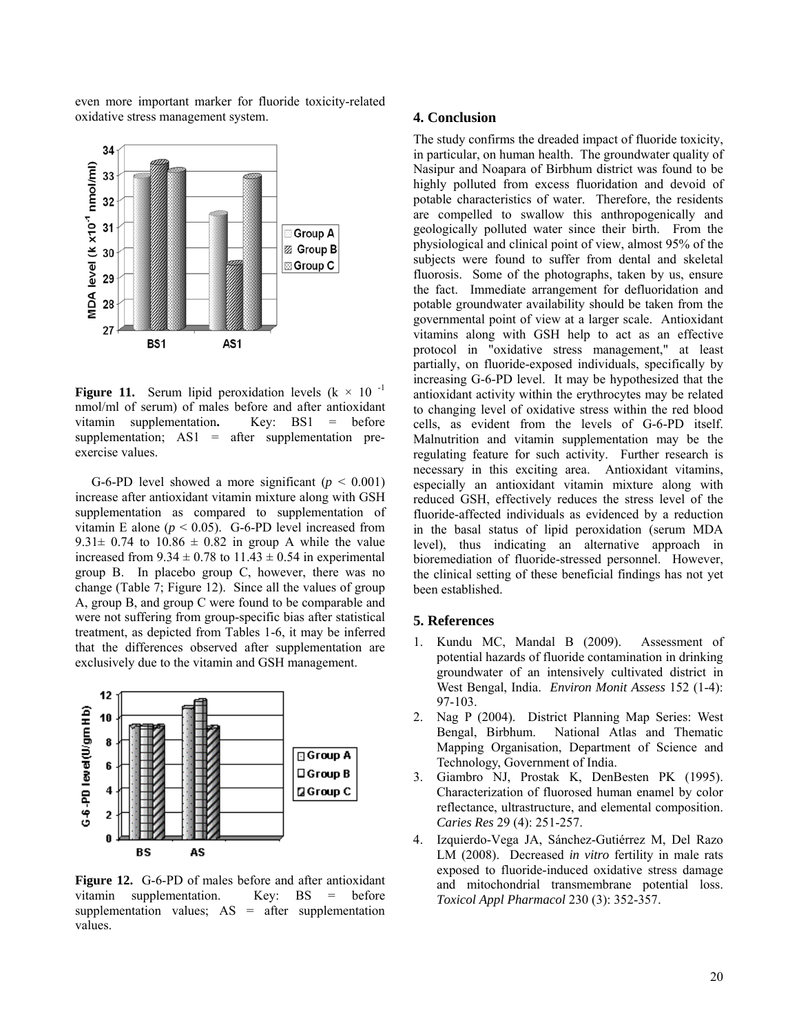even more important marker for fluoride toxicity-related oxidative stress management system.

**Figure 11.** Serum lipid peroxidation levels ($k \times 10^{-1}$ nmol/ml of serum) of males before and after antioxidant vitamin supplementation**.** Key: BS1 = before supplementation; AS1 = after supplementation pre-exercise values.

G-6-PD level showed a more significant ($p < 0.001$) increase after antioxidant vitamin mixture along with GSH supplementation as compared to supplementation of vitamin E alone ($p < 0.05$). G-6-PD level increased from 9.31± 0.74 to 10.86 ± 0.82 in group A while the value increased from 9.34 ± 0.78 to 11.43 ± 0.54 in experimental group B. In placebo group C, however, there was no change (Table 7; Figure 12). Since all the values of group A, group B, and group C were found to be comparable and were not suffering from group-specific bias after statistical treatment, as depicted from Tables 1-6, it may be inferred that the differences observed after supplementation are exclusively due to the vitamin and GSH management.

**Figure 12.** G-6-PD of males before and after antioxidant vitamin supplementation. Key: BS = before supplementation values; AS = after supplementation values.

## 4. Conclusion

The study confirms the dreaded impact of fluoride toxicity, in particular, on human health. The groundwater quality of Nasipur and Noapara of Birbhum district was found to be highly polluted from excess fluoridation and devoid of potable characteristics of water. Therefore, the residents are compelled to swallow this anthropogenically and geologically polluted water since their birth. From the physiological and clinical point of view, almost 95% of the subjects were found to suffer from dental and skeletal fluorosis. Some of the photographs, taken by us, ensure the fact. Immediate arrangement for defluoridation and potable groundwater availability should be taken from the governmental point of view at a larger scale. Antioxidant vitamins along with GSH help to act as an effective protocol in "oxidative stress management," at least partially, on fluoride-exposed individuals, specifically by increasing G-6-PD level. It may be hypothesized that the antioxidant activity within the erythrocytes may be related to changing level of oxidative stress within the red blood cells, as evident from the levels of G-6-PD itself. Malnutrition and vitamin supplementation may be the regulating feature for such activity. Further research is necessary in this exciting area. Antioxidant vitamins, especially an antioxidant vitamin mixture along with reduced GSH, effectively reduces the stress level of the fluoride-affected individuals as evidenced by a reduction in the basal status of lipid peroxidation (serum MDA level), thus indicating an alternative approach in bioremediation of fluoride-stressed personnel. However, the clinical setting of these beneficial findings has not yet been established.

## 5. References

1. Kundu MC, Mandal B (2009). Assessment of potential hazards of fluoride contamination in drinking groundwater of an intensively cultivated district in West Bengal, India. *Environ Monit Assess* 152 (1-4): 97-103.
2. Nag P (2004). District Planning Map Series: West Bengal, Birbhum. National Atlas and Thematic Mapping Organisation, Department of Science and Technology, Government of India.
3. Giambro NJ, Prostak K, DenBesten PK (1995). Characterization of fluorosed human enamel by color reflectance, ultrastructure, and elemental composition. *Caries Res* 29 (4): 251-257.
4. Izquierdo-Vega JA, Sánchez-Gutiérrez M, Del Razo LM (2008). Decreased *in vitro* fertility in male rats exposed to fluoride-induced oxidative stress damage and mitochondrial transmembrane potential loss. *Toxicol Appl Pharmacol* 230 (3): 352-357.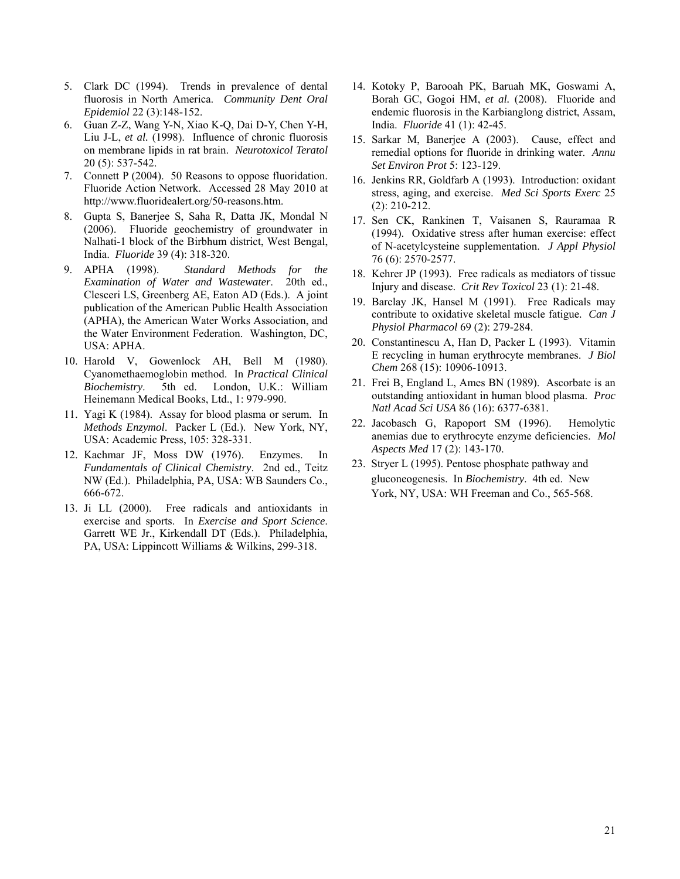5. Clark DC (1994). Trends in prevalence of dental fluorosis in North America. *Community Dent Oral Epidemiol* 22 (3):148-152.
6. Guan Z-Z, Wang Y-N, Xiao K-Q, Dai D-Y, Chen Y-H, Liu J-L, *et al.* (1998). Influence of chronic fluorosis on membrane lipids in rat brain. *Neurotoxicol Teratol* 20 (5): 537-542.
7. Connett P (2004). 50 Reasons to oppose fluoridation. Fluoride Action Network. Accessed 28 May 2010 at http://www.fluoridealert.org/50-reasons.htm.
8. Gupta S, Banerjee S, Saha R, Datta JK, Mondal N (2006). Fluoride geochemistry of groundwater in Nalhati-1 block of the Birbhum district, West Bengal, India. *Fluoride* 39 (4): 318-320.
9. APHA (1998). *Standard Methods for the Examination of Water and Wastewater*. 20th ed., Clesceri LS, Greenberg AE, Eaton AD (Eds.). A joint publication of the American Public Health Association (APHA), the American Water Works Association, and the Water Environment Federation. Washington, DC, USA: APHA.
10. Harold V, Gowenlock AH, Bell M (1980). Cyanomethaemoglobin method. In *Practical Clinical Biochemistry*. 5th ed. London, U.K.: William Heinemann Medical Books, Ltd., 1: 979-990.
11. Yagi K (1984). Assay for blood plasma or serum. In *Methods Enzymol*. Packer L (Ed.). New York, NY, USA: Academic Press, 105: 328-331.
12. Kachmar JF, Moss DW (1976). Enzymes. In *Fundamentals of Clinical Chemistry*. 2nd ed., Teitz NW (Ed.). Philadelphia, PA, USA: WB Saunders Co., 666-672.
13. Ji LL (2000). Free radicals and antioxidants in exercise and sports. In *Exercise and Sport Science*. Garrett WE Jr., Kirkendall DT (Eds.). Philadelphia, PA, USA: Lippincott Williams & Wilkins, 299-318.
14. Kotoky P, Barooah PK, Baruah MK, Goswami A, Borah GC, Gogoi HM, *et al.* (2008). Fluoride and endemic fluorosis in the Karbianglong district, Assam, India. *Fluoride* 41 (1): 42-45.
15. Sarkar M, Banerjee A (2003). Cause, effect and remedial options for fluoride in drinking water. *Annu Set Environ Prot* 5: 123-129.
16. Jenkins RR, Goldfarb A (1993). Introduction: oxidant stress, aging, and exercise. *Med Sci Sports Exerc* 25 (2): 210-212.
17. Sen CK, Rankinen T, Vaisanen S, Rauramaa R (1994). Oxidative stress after human exercise: effect of N-acetylcysteine supplementation. *J Appl Physiol* 76 (6): 2570-2577.
18. Kehrer JP (1993). Free radicals as mediators of tissue Injury and disease. *Crit Rev Toxicol* 23 (1): 21-48.
19. Barclay JK, Hansel M (1991). Free Radicals may contribute to oxidative skeletal muscle fatigue. *Can J Physiol Pharmacol* 69 (2): 279-284.
20. Constantinescu A, Han D, Packer L (1993). Vitamin E recycling in human erythrocyte membranes. *J Biol Chem* 268 (15): 10906-10913.
21. Frei B, England L, Ames BN (1989). Ascorbate is an outstanding antioxidant in human blood plasma. *Proc Natl Acad Sci USA* 86 (16): 6377-6381.
22. Jacobasch G, Rapoport SM (1996). Hemolytic anemias due to erythrocyte enzyme deficiencies. *Mol Aspects Med* 17 (2): 143-170.
23. Stryer L (1995). Pentose phosphate pathway and gluconeogenesis. In *Biochemistry*. 4th ed. New York, NY, USA: WH Freeman and Co., 565-568.